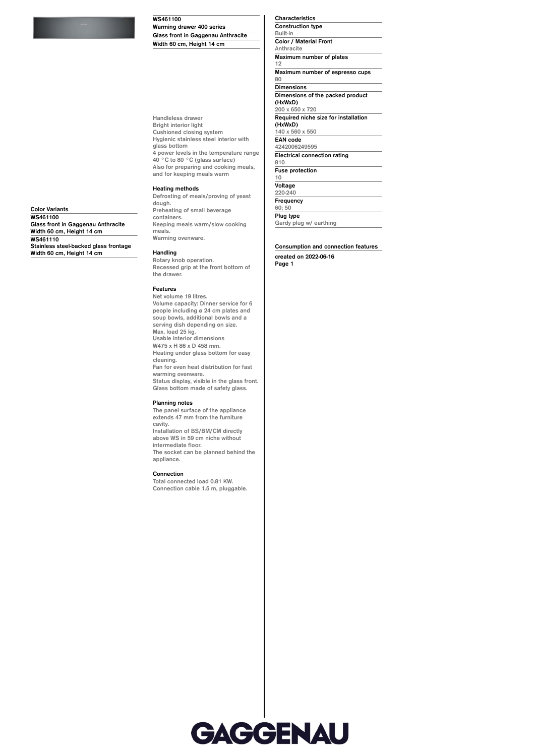# WS461100

**Warming drawer 400 series**

**Glass front in Gaggenau Anthracite**

**Width 60 cm, Height 14 cm**

## Color Variants

**WS461100**
Glass front in Gaggenau Anthracite
Width 60 cm, Height 14 cm

**WS461110**
Stainless steel-backed glass frontage
Width 60 cm, Height 14 cm

Handleless drawer
Bright interior light
Cushioned closing system
Hygienic stainless steel interior with glass bottom
4 power levels in the temperature range 40 °C to 80 °C (glass surface)
Also for preparing and cooking meals, and for keeping meals warm

### Heating methods

Defrosting of meals/proving of yeast dough.
Preheating of small beverage containers.
Keeping meals warm/slow cooking meals.
Warming ovenware.

### Handling

Rotary knob operation.
Recessed grip at the front bottom of the drawer.

### Features

Net volume 19 litres.
Volume capacity: Dinner service for 6 people including ø 24 cm plates and soup bowls, additional bowls and a serving dish depending on size.
Max. load 25 kg.
Usable interior dimensions
W475 x H 86 x D 458 mm.
Heating under glass bottom for easy cleaning.
Fan for even heat distribution for fast warming ovenware.
Status display, visible in the glass front.
Glass bottom made of safety glass.

### Planning notes

The panel surface of the appliance extends 47 mm from the furniture cavity.
Installation of BS/BM/CM directly above WS in 59 cm niche without intermediate floor.
The socket can be planned behind the appliance.

### Connection

Total connected load 0.81 KW.
Connection cable 1.5 m, pluggable.

## Characteristics

**Construction type**
Built-in

**Color / Material Front**
Anthracite

**Maximum number of plates**
12

**Maximum number of espresso cups**
80

**Dimensions**

**Dimensions of the packed product (HxWxD)**
200 x 650 x 720

**Required niche size for installation (HxWxD)**
140 x 560 x 550

**EAN code**
4242006249595

**Electrical connection rating**
810

**Fuse protection**
10

**Voltage**
220-240

**Frequency**
60; 50

**Plug type**
Gardy plug w/ earthing

**Consumption and connection features**

**created on 2022-06-16**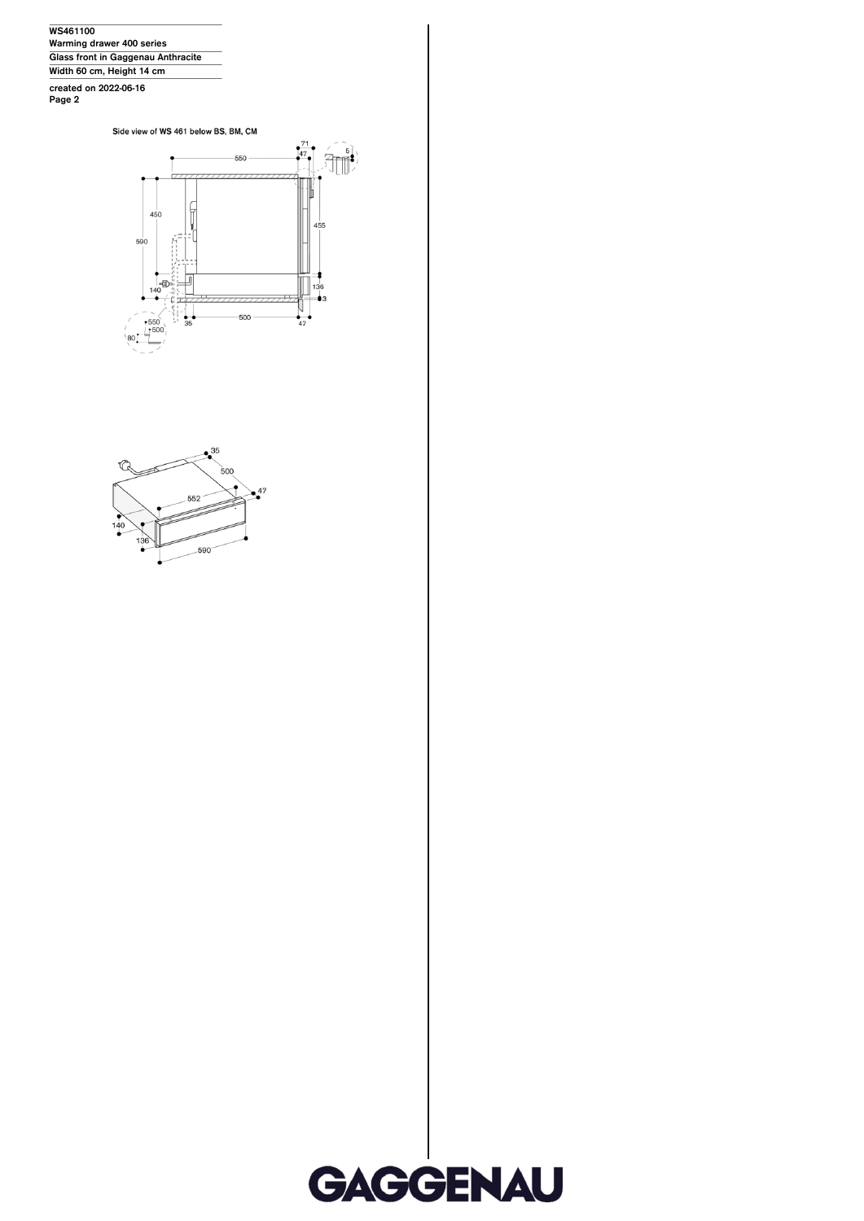WS461100
Warming drawer 400 series
Glass front in Gaggenau Anthracite
Width 60 cm, Height 14 cm

created on 2022-06-16

Side view of WS 461 below BS, BM, CM

550
71
47
5
450
455
590
140
136
3
550
500
80
35
500
47

35
500
47
552
140
136
590